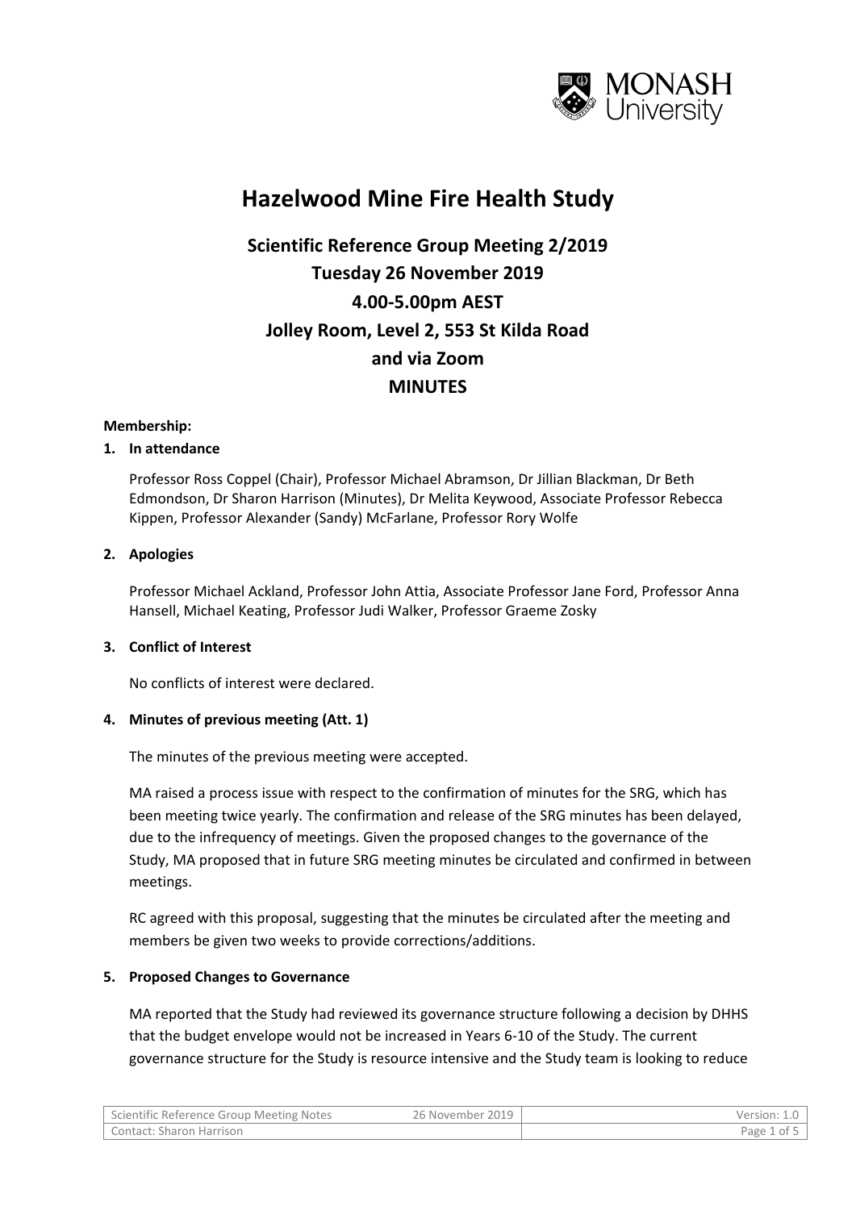# Hazelwood Mine Fire Health Study

## Scientific Reference Group Meeting 2/2019
## Tuesday 26 November 2019
## 4.00-5.00pm AEST
## Jolley Room, Level 2, 553 St Kilda Road
## and via Zoom
## MINUTES

**Membership:**

**1. In attendance**

Professor Ross Coppel (Chair), Professor Michael Abramson, Dr Jillian Blackman, Dr Beth Edmondson, Dr Sharon Harrison (Minutes), Dr Melita Keywood, Associate Professor Rebecca Kippen, Professor Alexander (Sandy) McFarlane, Professor Rory Wolfe

**2. Apologies**

Professor Michael Ackland, Professor John Attia, Associate Professor Jane Ford, Professor Anna Hansell, Michael Keating, Professor Judi Walker, Professor Graeme Zosky

**3. Conflict of Interest**

No conflicts of interest were declared.

**4. Minutes of previous meeting (Att. 1)**

The minutes of the previous meeting were accepted.

MA raised a process issue with respect to the confirmation of minutes for the SRG, which has been meeting twice yearly. The confirmation and release of the SRG minutes has been delayed, due to the infrequency of meetings. Given the proposed changes to the governance of the Study, MA proposed that in future SRG meeting minutes be circulated and confirmed in between meetings.

RC agreed with this proposal, suggesting that the minutes be circulated after the meeting and members be given two weeks to provide corrections/additions.

**5. Proposed Changes to Governance**

MA reported that the Study had reviewed its governance structure following a decision by DHHS that the budget envelope would not be increased in Years 6-10 of the Study. The current governance structure for the Study is resource intensive and the Study team is looking to reduce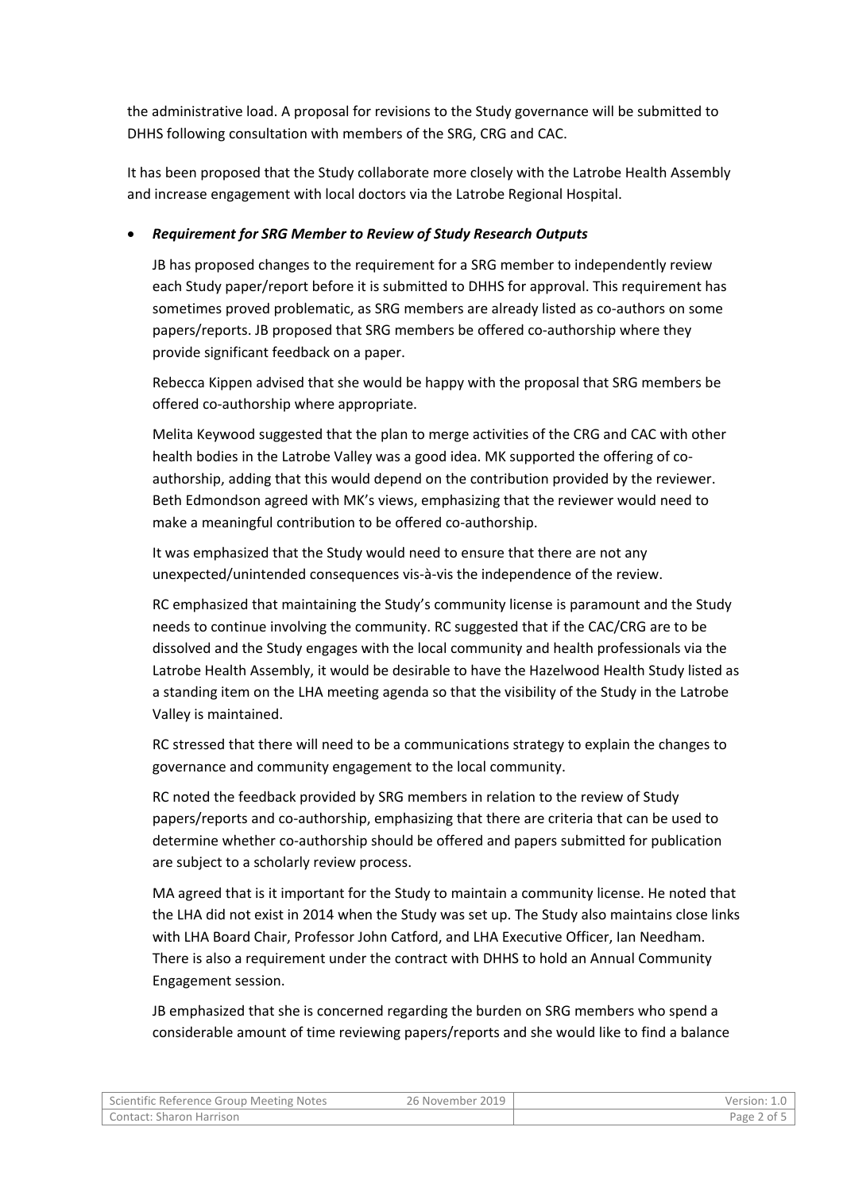the administrative load. A proposal for revisions to the Study governance will be submitted to DHHS following consultation with members of the SRG, CRG and CAC.

It has been proposed that the Study collaborate more closely with the Latrobe Health Assembly and increase engagement with local doctors via the Latrobe Regional Hospital.

- ***Requirement for SRG Member to Review of Study Research Outputs***

  JB has proposed changes to the requirement for a SRG member to independently review each Study paper/report before it is submitted to DHHS for approval. This requirement has sometimes proved problematic, as SRG members are already listed as co-authors on some papers/reports. JB proposed that SRG members be offered co-authorship where they provide significant feedback on a paper.

  Rebecca Kippen advised that she would be happy with the proposal that SRG members be offered co-authorship where appropriate.

  Melita Keywood suggested that the plan to merge activities of the CRG and CAC with other health bodies in the Latrobe Valley was a good idea. MK supported the offering of co-authorship, adding that this would depend on the contribution provided by the reviewer. Beth Edmondson agreed with MK's views, emphasizing that the reviewer would need to make a meaningful contribution to be offered co-authorship.

  It was emphasized that the Study would need to ensure that there are not any unexpected/unintended consequences vis-à-vis the independence of the review.

  RC emphasized that maintaining the Study's community license is paramount and the Study needs to continue involving the community. RC suggested that if the CAC/CRG are to be dissolved and the Study engages with the local community and health professionals via the Latrobe Health Assembly, it would be desirable to have the Hazelwood Health Study listed as a standing item on the LHA meeting agenda so that the visibility of the Study in the Latrobe Valley is maintained.

  RC stressed that there will need to be a communications strategy to explain the changes to governance and community engagement to the local community.

  RC noted the feedback provided by SRG members in relation to the review of Study papers/reports and co-authorship, emphasizing that there are criteria that can be used to determine whether co-authorship should be offered and papers submitted for publication are subject to a scholarly review process.

  MA agreed that is it important for the Study to maintain a community license. He noted that the LHA did not exist in 2014 when the Study was set up. The Study also maintains close links with LHA Board Chair, Professor John Catford, and LHA Executive Officer, Ian Needham. There is also a requirement under the contract with DHHS to hold an Annual Community Engagement session.

  JB emphasized that she is concerned regarding the burden on SRG members who spend a considerable amount of time reviewing papers/reports and she would like to find a balance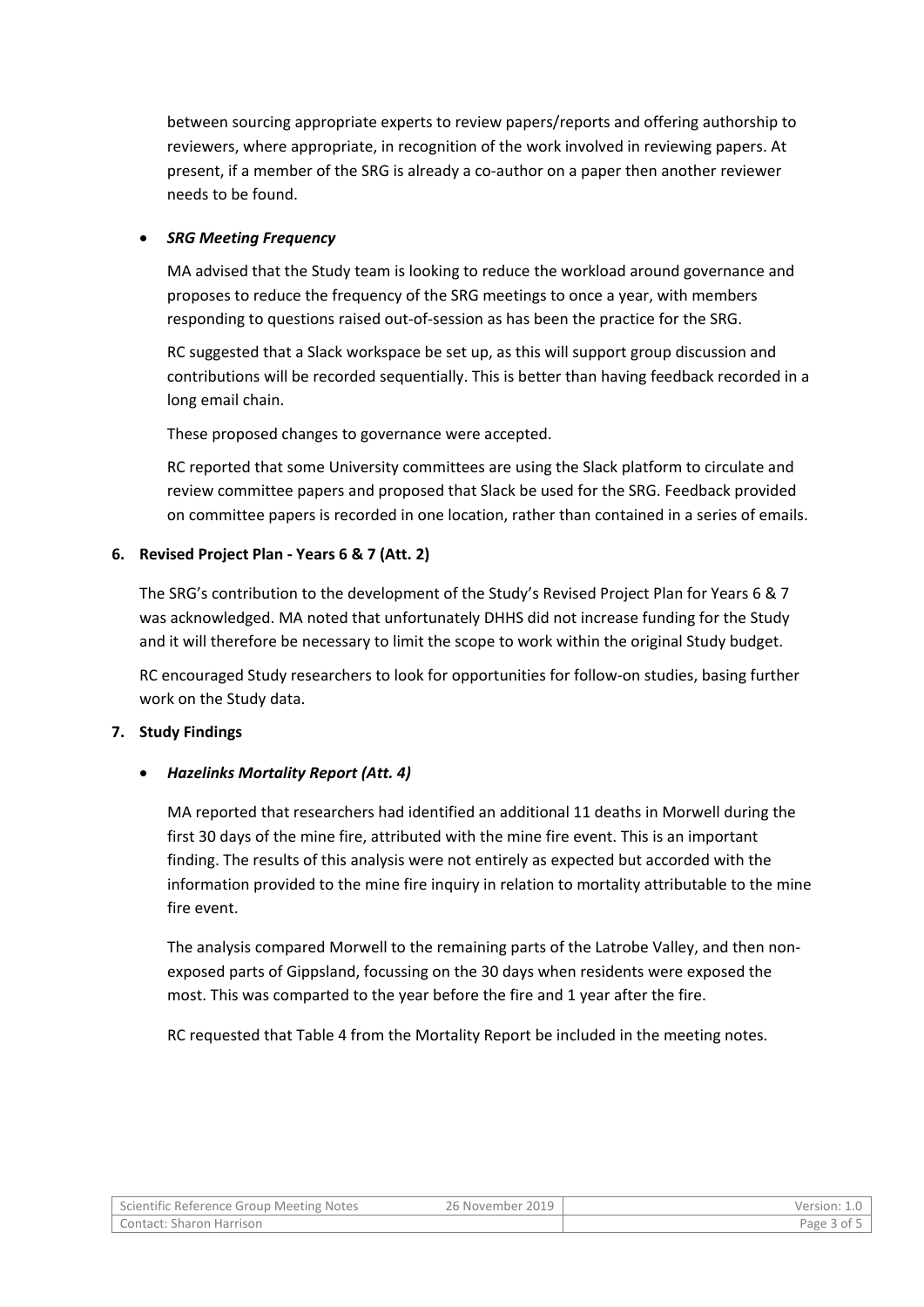between sourcing appropriate experts to review papers/reports and offering authorship to reviewers, where appropriate, in recognition of the work involved in reviewing papers. At present, if a member of the SRG is already a co-author on a paper then another reviewer needs to be found.

- ***SRG Meeting Frequency***

  MA advised that the Study team is looking to reduce the workload around governance and proposes to reduce the frequency of the SRG meetings to once a year, with members responding to questions raised out-of-session as has been the practice for the SRG.

  RC suggested that a Slack workspace be set up, as this will support group discussion and contributions will be recorded sequentially. This is better than having feedback recorded in a long email chain.

  These proposed changes to governance were accepted.

  RC reported that some University committees are using the Slack platform to circulate and review committee papers and proposed that Slack be used for the SRG. Feedback provided on committee papers is recorded in one location, rather than contained in a series of emails.

**6. Revised Project Plan - Years 6 & 7 (Att. 2)**

The SRG's contribution to the development of the Study's Revised Project Plan for Years 6 & 7 was acknowledged. MA noted that unfortunately DHHS did not increase funding for the Study and it will therefore be necessary to limit the scope to work within the original Study budget.

RC encouraged Study researchers to look for opportunities for follow-on studies, basing further work on the Study data.

**7. Study Findings**

- ***Hazelinks Mortality Report (Att. 4)***

  MA reported that researchers had identified an additional 11 deaths in Morwell during the first 30 days of the mine fire, attributed with the mine fire event. This is an important finding. The results of this analysis were not entirely as expected but accorded with the information provided to the mine fire inquiry in relation to mortality attributable to the mine fire event.

  The analysis compared Morwell to the remaining parts of the Latrobe Valley, and then non-exposed parts of Gippsland, focussing on the 30 days when residents were exposed the most. This was comparted to the year before the fire and 1 year after the fire.

  RC requested that Table 4 from the Mortality Report be included in the meeting notes.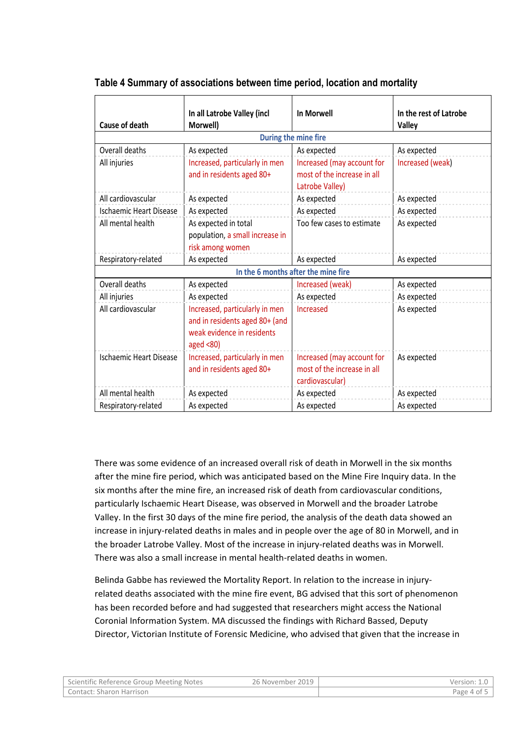**Table 4 Summary of associations between time period, location and mortality**

| Cause of death | In all Latrobe Valley (incl Morwell) | In Morwell | In the rest of Latrobe Valley |
|---|---|---|---|
| **During the mine fire** | | | |
| Overall deaths | As expected | As expected | As expected |
| All injuries | Increased, particularly in men and in residents aged 80+ | Increased (may account for most of the increase in all Latrobe Valley) | Increased (weak) |
| All cardiovascular | As expected | As expected | As expected |
| Ischaemic Heart Disease | As expected | As expected | As expected |
| All mental health | As expected in total population, a small increase in risk among women | Too few cases to estimate | As expected |
| Respiratory-related | As expected | As expected | As expected |
| **In the 6 months after the mine fire** | | | |
| Overall deaths | As expected | Increased (weak) | As expected |
| All injuries | As expected | As expected | As expected |
| All cardiovascular | Increased, particularly in men and in residents aged 80+ (and weak evidence in residents aged <80) | Increased | As expected |
| Ischaemic Heart Disease | Increased, particularly in men and in residents aged 80+ | Increased (may account for most of the increase in all cardiovascular) | As expected |
| All mental health | As expected | As expected | As expected |
| Respiratory-related | As expected | As expected | As expected |

There was some evidence of an increased overall risk of death in Morwell in the six months after the mine fire period, which was anticipated based on the Mine Fire Inquiry data. In the six months after the mine fire, an increased risk of death from cardiovascular conditions, particularly Ischaemic Heart Disease, was observed in Morwell and the broader Latrobe Valley. In the first 30 days of the mine fire period, the analysis of the death data showed an increase in injury-related deaths in males and in people over the age of 80 in Morwell, and in the broader Latrobe Valley. Most of the increase in injury-related deaths was in Morwell. There was also a small increase in mental health-related deaths in women.

Belinda Gabbe has reviewed the Mortality Report. In relation to the increase in injury-related deaths associated with the mine fire event, BG advised that this sort of phenomenon has been recorded before and had suggested that researchers might access the National Coronial Information System. MA discussed the findings with Richard Bassed, Deputy Director, Victorian Institute of Forensic Medicine, who advised that given that the increase in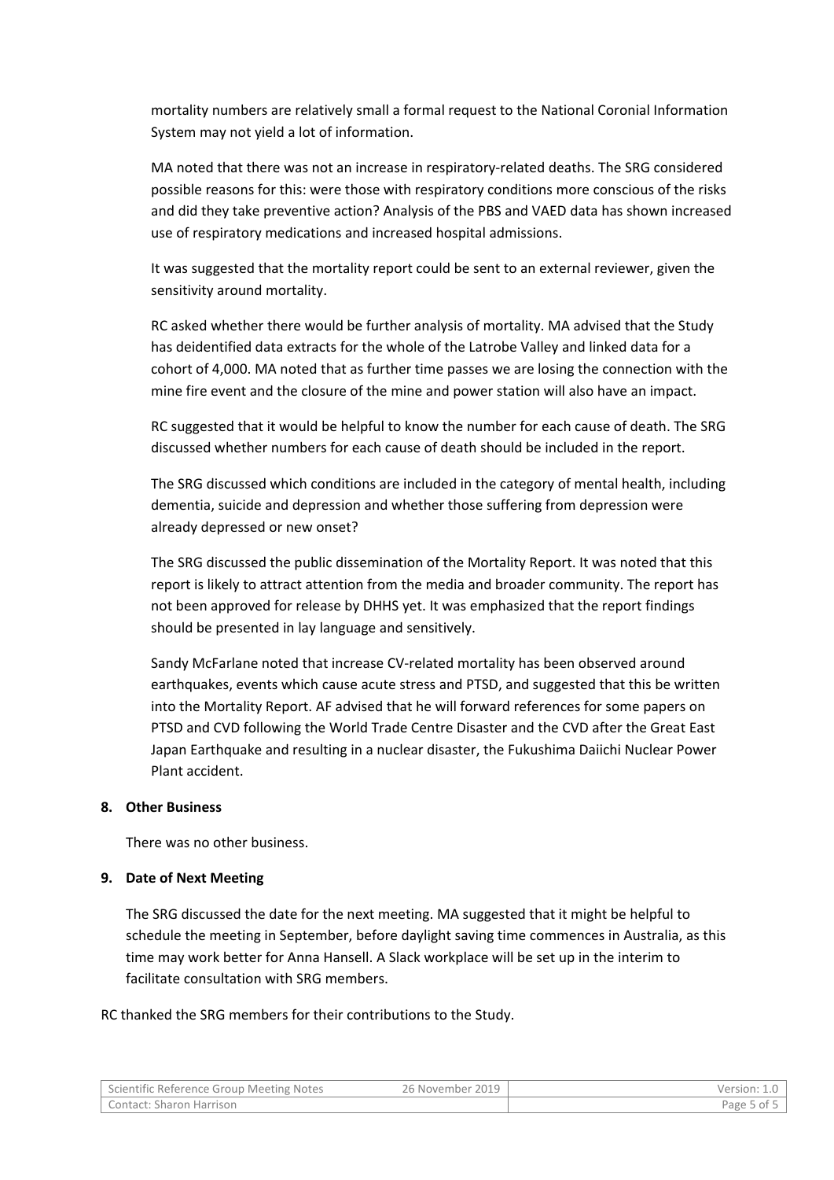mortality numbers are relatively small a formal request to the National Coronial Information System may not yield a lot of information.

MA noted that there was not an increase in respiratory-related deaths. The SRG considered possible reasons for this: were those with respiratory conditions more conscious of the risks and did they take preventive action? Analysis of the PBS and VAED data has shown increased use of respiratory medications and increased hospital admissions.

It was suggested that the mortality report could be sent to an external reviewer, given the sensitivity around mortality.

RC asked whether there would be further analysis of mortality. MA advised that the Study has deidentified data extracts for the whole of the Latrobe Valley and linked data for a cohort of 4,000. MA noted that as further time passes we are losing the connection with the mine fire event and the closure of the mine and power station will also have an impact.

RC suggested that it would be helpful to know the number for each cause of death. The SRG discussed whether numbers for each cause of death should be included in the report.

The SRG discussed which conditions are included in the category of mental health, including dementia, suicide and depression and whether those suffering from depression were already depressed or new onset?

The SRG discussed the public dissemination of the Mortality Report. It was noted that this report is likely to attract attention from the media and broader community. The report has not been approved for release by DHHS yet. It was emphasized that the report findings should be presented in lay language and sensitively.

Sandy McFarlane noted that increase CV-related mortality has been observed around earthquakes, events which cause acute stress and PTSD, and suggested that this be written into the Mortality Report. AF advised that he will forward references for some papers on PTSD and CVD following the World Trade Centre Disaster and the CVD after the Great East Japan Earthquake and resulting in a nuclear disaster, the Fukushima Daiichi Nuclear Power Plant accident.

**8. Other Business**

There was no other business.

**9. Date of Next Meeting**

The SRG discussed the date for the next meeting. MA suggested that it might be helpful to schedule the meeting in September, before daylight saving time commences in Australia, as this time may work better for Anna Hansell. A Slack workplace will be set up in the interim to facilitate consultation with SRG members.

RC thanked the SRG members for their contributions to the Study.